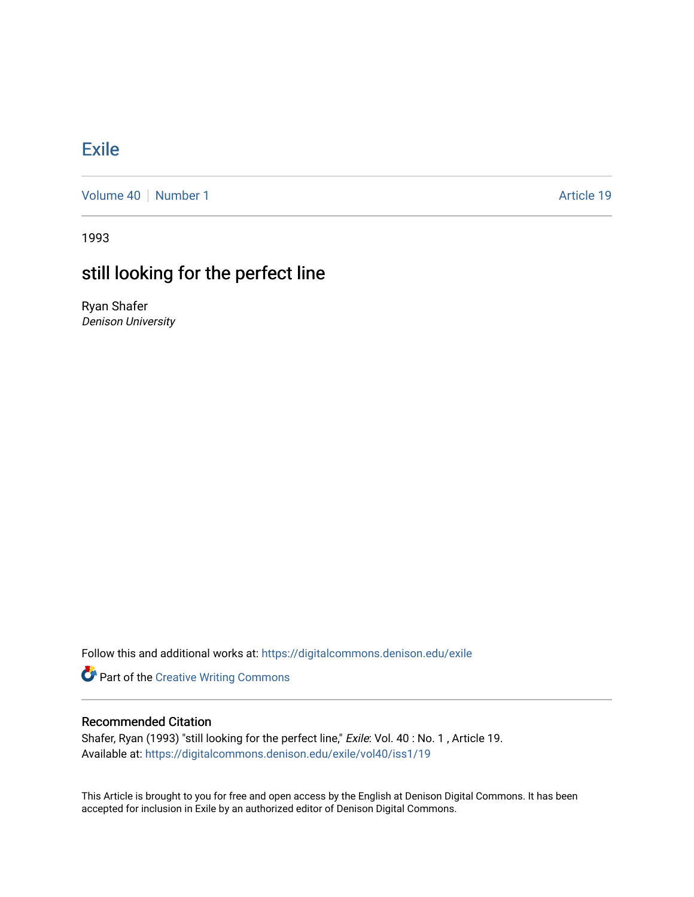# Exile

Volume 40 | Number 1 | Article 19

1993

## still looking for the perfect line

Ryan Shafer
*Denison University*

Follow this and additional works at: https://digitalcommons.denison.edu/exile

Part of the Creative Writing Commons

### Recommended Citation

Shafer, Ryan (1993) "still looking for the perfect line," *Exile*: Vol. 40 : No. 1 , Article 19.
Available at: https://digitalcommons.denison.edu/exile/vol40/iss1/19

This Article is brought to you for free and open access by the English at Denison Digital Commons. It has been accepted for inclusion in Exile by an authorized editor of Denison Digital Commons.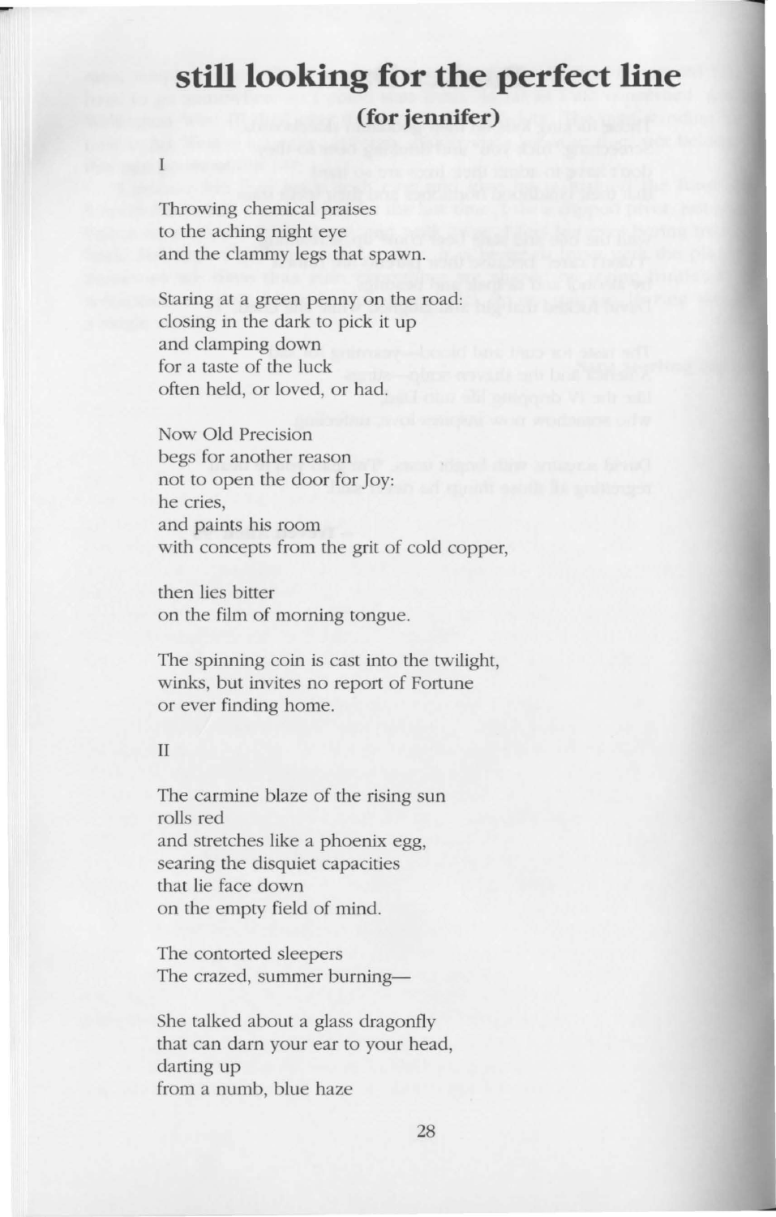## still looking for the perfect line

### (for jennifer)

I

Throwing chemical praises  
to the aching night eye  
and the clammy legs that spawn.

Staring at a green penny on the road:  
closing in the dark to pick it up  
and clamping down  
for a taste of the luck  
often held, or loved, or had.

Now Old Precision  
begs for another reason  
not to open the door for Joy:  
he cries,  
and paints his room  
with concepts from the grit of cold copper,

then lies bitter  
on the film of morning tongue.

The spinning coin is cast into the twilight,  
winks, but invites no report of Fortune  
or ever finding home.

II

The carmine blaze of the rising sun  
rolls red  
and stretches like a phoenix egg,  
searing the disquiet capacities  
that lie face down  
on the empty field of mind.

The contorted sleepers  
The crazed, summer burning—

She talked about a glass dragonfly  
that can darn your ear to your head,  
darting up  
from a numb, blue haze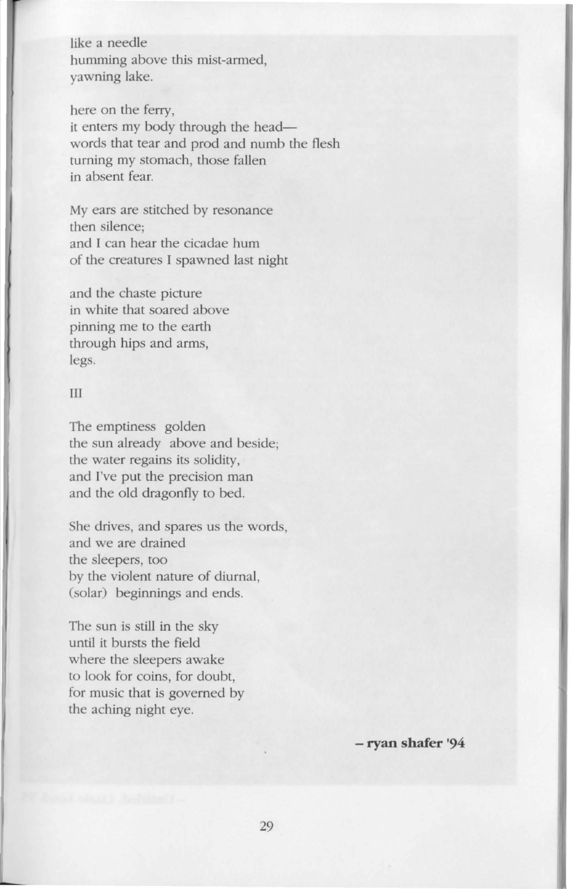like a needle
humming above this mist-armed,
yawning lake.

here on the ferry,
it enters my body through the head—
words that tear and prod and numb the flesh
turning my stomach, those fallen
in absent fear.

My ears are stitched by resonance
then silence;
and I can hear the cicadae hum
of the creatures I spawned last night

and the chaste picture
in white that soared above
pinning me to the earth
through hips and arms,
legs.

III

The emptiness golden
the sun already above and beside;
the water regains its solidity,
and I've put the precision man
and the old dragonfly to bed.

She drives, and spares us the words,
and we are drained
the sleepers, too
by the violent nature of diurnal,
(solar) beginnings and ends.

The sun is still in the sky
until it bursts the field
where the sleepers awake
to look for coins, for doubt,
for music that is governed by
the aching night eye.

**– ryan shafer '94**